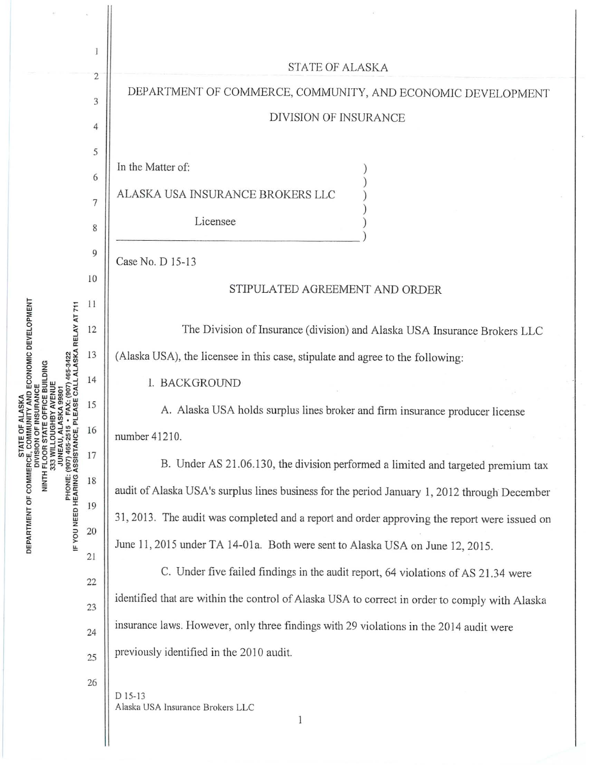STATE OF ALASKA

DEPARTMENT OF COMMERCE, COMMUNITY, AND ECONOMIC DEVELOPMENT

DIVISION OF INSURANCE

In the Matter of:

ALASKA USA INSURANCE BROKERS LLC

Licensee

Case No. D 15-13

STIPULATED AGREEMENT AND ORDER

The Division of Insurance (division) and Alaska USA Insurance Brokers LLC (Alaska USA), the licensee in this case, stipulate and agree to the following:

I. BACKGROUND

A. Alaska USA holds surplus lines broker and firm insurance producer license number 41210.

B. Under AS 21.06.130, the division performed a limited and targeted premium tax audit of Alaska USA's surplus lines business for the period January 1, 2012 through December 31, 2013. The audit was completed and a report and order approving the report were issued on June 11, 2015 under TA 14-01a. Both were sent to Alaska USA on June 12, 2015.

C. Under five failed findings in the audit report, 64 violations of AS 21.34 were identified that are within the control of Alaska USA to correct in order to comply with Alaska insurance laws. However, only three findings with 29 violations in the 2014 audit were previously identified in the 2010 audit.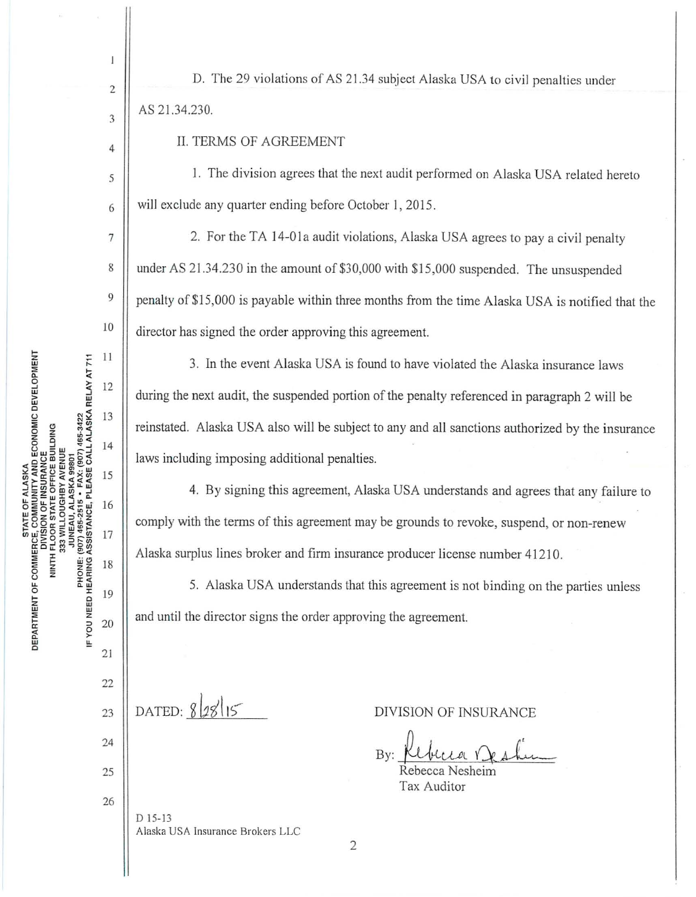D. The 29 violations of AS 21.34 subject Alaska USA to civil penalties under AS 21.34.230.

## II. TERMS OF AGREEMENT

1. The division agrees that the next audit performed on Alaska USA related hereto will exclude any quarter ending before October 1, 2015.

2. For the TA 14-01a audit violations, Alaska USA agrees to pay a civil penalty under AS 21.34.230 in the amount of $30,000 with $15,000 suspended. The unsuspended penalty of $15,000 is payable within three months from the time Alaska USA is notified that the director has signed the order approving this agreement.

3. In the event Alaska USA is found to have violated the Alaska insurance laws during the next audit, the suspended portion of the penalty referenced in paragraph 2 will be reinstated. Alaska USA also will be subject to any and all sanctions authorized by the insurance laws including imposing additional penalties.

4. By signing this agreement, Alaska USA understands and agrees that any failure to comply with the terms of this agreement may be grounds to revoke, suspend, or non-renew Alaska surplus lines broker and firm insurance producer license number 41210.

5. Alaska USA understands that this agreement is not binding on the parties unless and until the director signs the order approving the agreement.

DATED: 8/28/15

DIVISION OF INSURANCE

By: Rebecca Nesheim
Rebecca Nesheim
Tax Auditor

D 15-13
Alaska USA Insurance Brokers LLC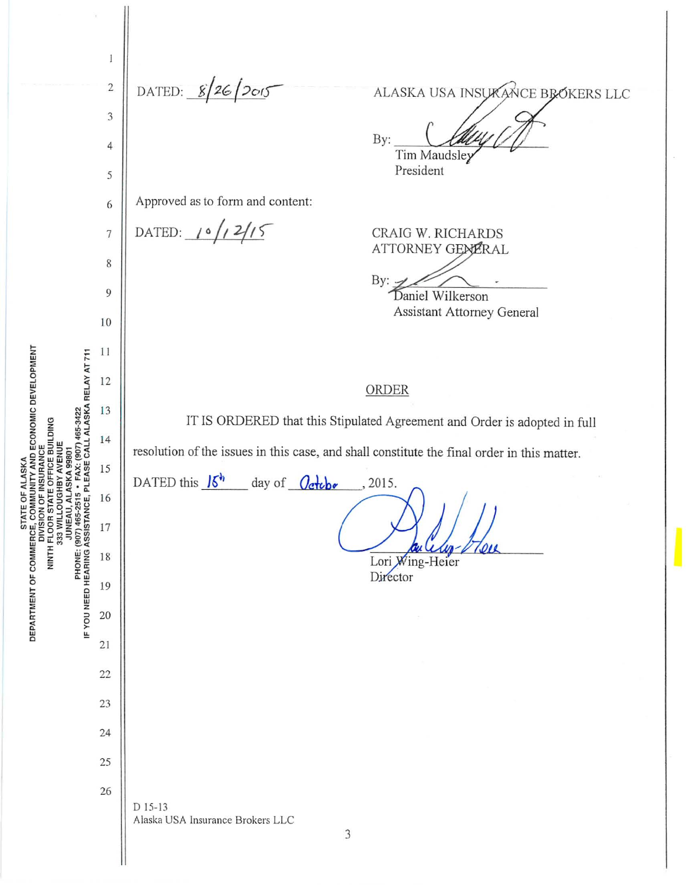DATED: 8/26/2015

ALASKA USA INSURANCE BROKERS LLC

By: ______________________
Tim Maudsley
President

Approved as to form and content:

DATED: 10/12/15

CRAIG W. RICHARDS
ATTORNEY GENERAL

By: ______________________
Daniel Wilkerson
Assistant Attorney General

## ORDER

IT IS ORDERED that this Stipulated Agreement and Order is adopted in full resolution of the issues in this case, and shall constitute the final order in this matter.

DATED this 15th day of October, 2015.

______________________
Lori Wing-Heier
Director

D 15-13
Alaska USA Insurance Brokers LLC